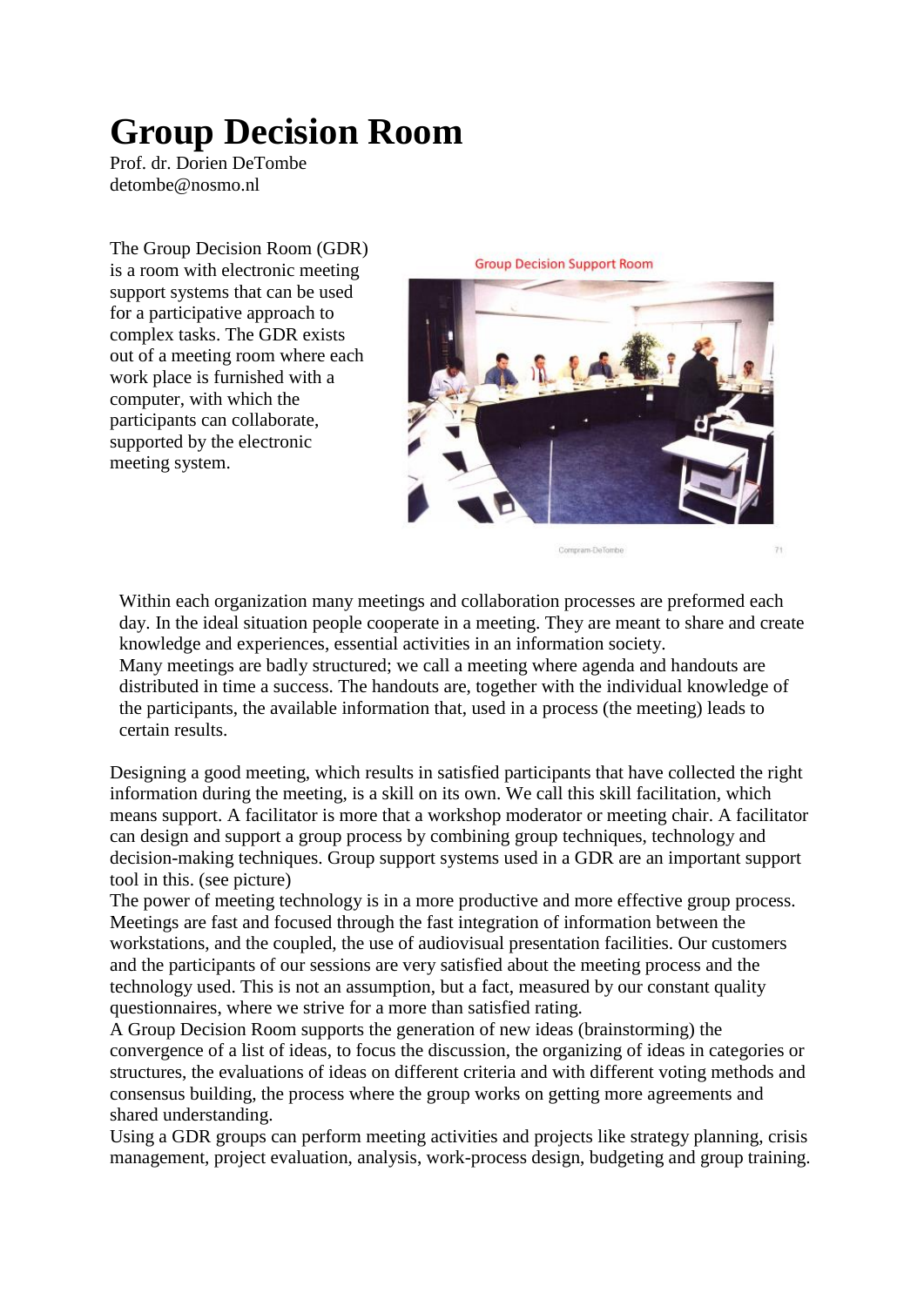# Group Decision Room

Prof. dr. Dorien DeTombe
detombe@nosmo.nl

The Group Decision Room (GDR) is a room with electronic meeting support systems that can be used for a participative approach to complex tasks. The GDR exists out of a meeting room where each work place is furnished with a computer, with which the participants can collaborate, supported by the electronic meeting system.

Group Decision Support Room

Within each organization many meetings and collaboration processes are preformed each day. In the ideal situation people cooperate in a meeting. They are meant to share and create knowledge and experiences, essential activities in an information society.
Many meetings are badly structured; we call a meeting where agenda and handouts are distributed in time a success. The handouts are, together with the individual knowledge of the participants, the available information that, used in a process (the meeting) leads to certain results.

Designing a good meeting, which results in satisfied participants that have collected the right information during the meeting, is a skill on its own. We call this skill facilitation, which means support. A facilitator is more that a workshop moderator or meeting chair. A facilitator can design and support a group process by combining group techniques, technology and decision-making techniques. Group support systems used in a GDR are an important support tool in this. (see picture)
The power of meeting technology is in a more productive and more effective group process. Meetings are fast and focused through the fast integration of information between the workstations, and the coupled, the use of audiovisual presentation facilities. Our customers and the participants of our sessions are very satisfied about the meeting process and the technology used. This is not an assumption, but a fact, measured by our constant quality questionnaires, where we strive for a more than satisfied rating.
A Group Decision Room supports the generation of new ideas (brainstorming) the convergence of a list of ideas, to focus the discussion, the organizing of ideas in categories or structures, the evaluations of ideas on different criteria and with different voting methods and consensus building, the process where the group works on getting more agreements and shared understanding.
Using a GDR groups can perform meeting activities and projects like strategy planning, crisis management, project evaluation, analysis, work-process design, budgeting and group training.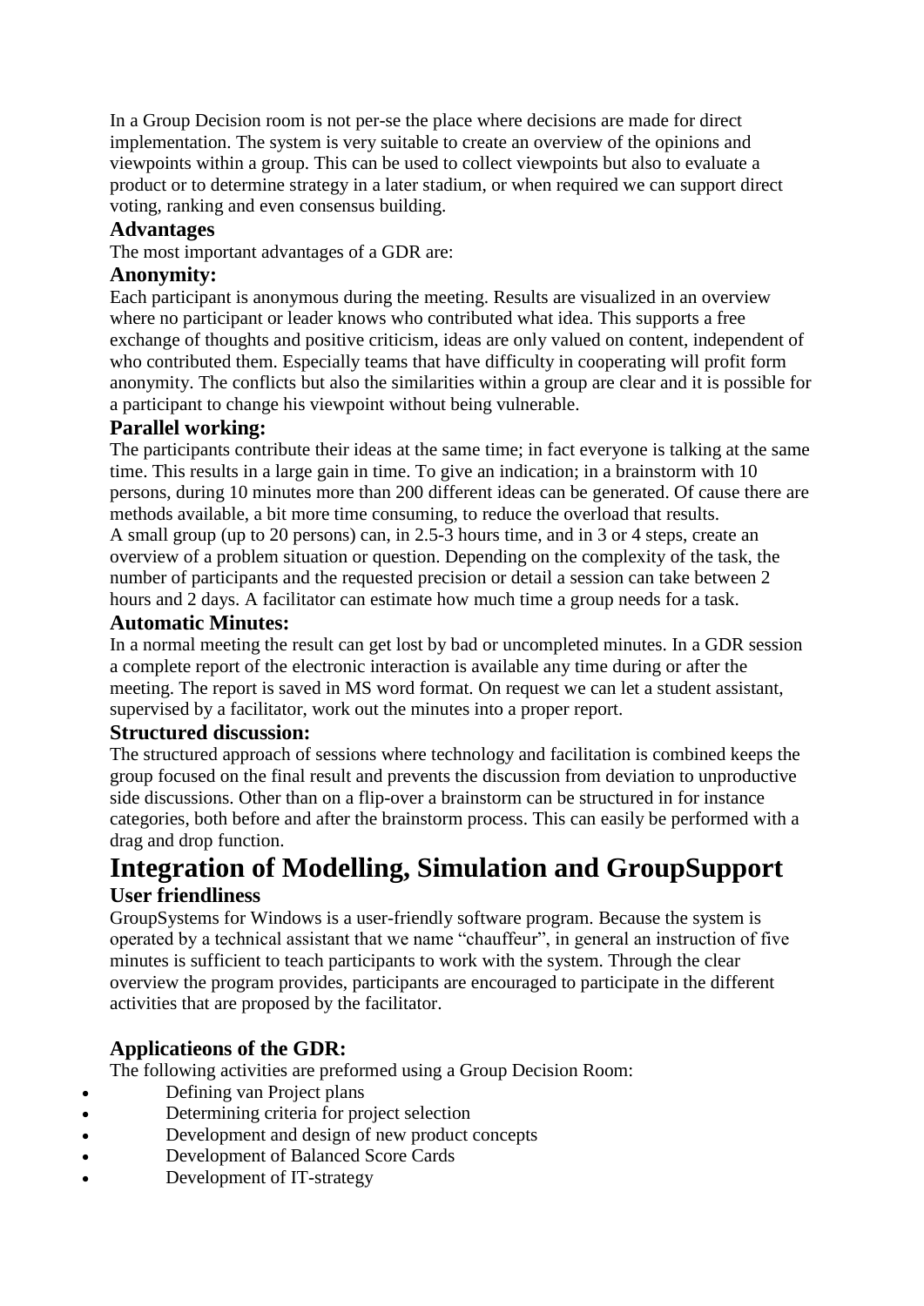In a Group Decision room is not per-se the place where decisions are made for direct implementation. The system is very suitable to create an overview of the opinions and viewpoints within a group. This can be used to collect viewpoints but also to evaluate a product or to determine strategy in a later stadium, or when required we can support direct voting, ranking and even consensus building.

### Advantages

The most important advantages of a GDR are:

### Anonymity:

Each participant is anonymous during the meeting. Results are visualized in an overview where no participant or leader knows who contributed what idea. This supports a free exchange of thoughts and positive criticism, ideas are only valued on content, independent of who contributed them. Especially teams that have difficulty in cooperating will profit form anonymity. The conflicts but also the similarities within a group are clear and it is possible for a participant to change his viewpoint without being vulnerable.

### Parallel working:

The participants contribute their ideas at the same time; in fact everyone is talking at the same time. This results in a large gain in time. To give an indication; in a brainstorm with 10 persons, during 10 minutes more than 200 different ideas can be generated. Of cause there are methods available, a bit more time consuming, to reduce the overload that results.
A small group (up to 20 persons) can, in 2.5-3 hours time, and in 3 or 4 steps, create an overview of a problem situation or question. Depending on the complexity of the task, the number of participants and the requested precision or detail a session can take between 2 hours and 2 days. A facilitator can estimate how much time a group needs for a task.

### Automatic Minutes:

In a normal meeting the result can get lost by bad or uncompleted minutes. In a GDR session a complete report of the electronic interaction is available any time during or after the meeting. The report is saved in MS word format. On request we can let a student assistant, supervised by a facilitator, work out the minutes into a proper report.

### Structured discussion:

The structured approach of sessions where technology and facilitation is combined keeps the group focused on the final result and prevents the discussion from deviation to unproductive side discussions. Other than on a flip-over a brainstorm can be structured in for instance categories, both before and after the brainstorm process. This can easily be performed with a drag and drop function.

# Integration of Modelling, Simulation and GroupSupport

### User friendliness

GroupSystems for Windows is a user-friendly software program. Because the system is operated by a technical assistant that we name "chauffeur", in general an instruction of five minutes is sufficient to teach participants to work with the system. Through the clear overview the program provides, participants are encouraged to participate in the different activities that are proposed by the facilitator.

### Applicatieons of the GDR:

The following activities are preformed using a Group Decision Room:

- Defining van Project plans
- Determining criteria for project selection
- Development and design of new product concepts
- Development of Balanced Score Cards
- Development of IT-strategy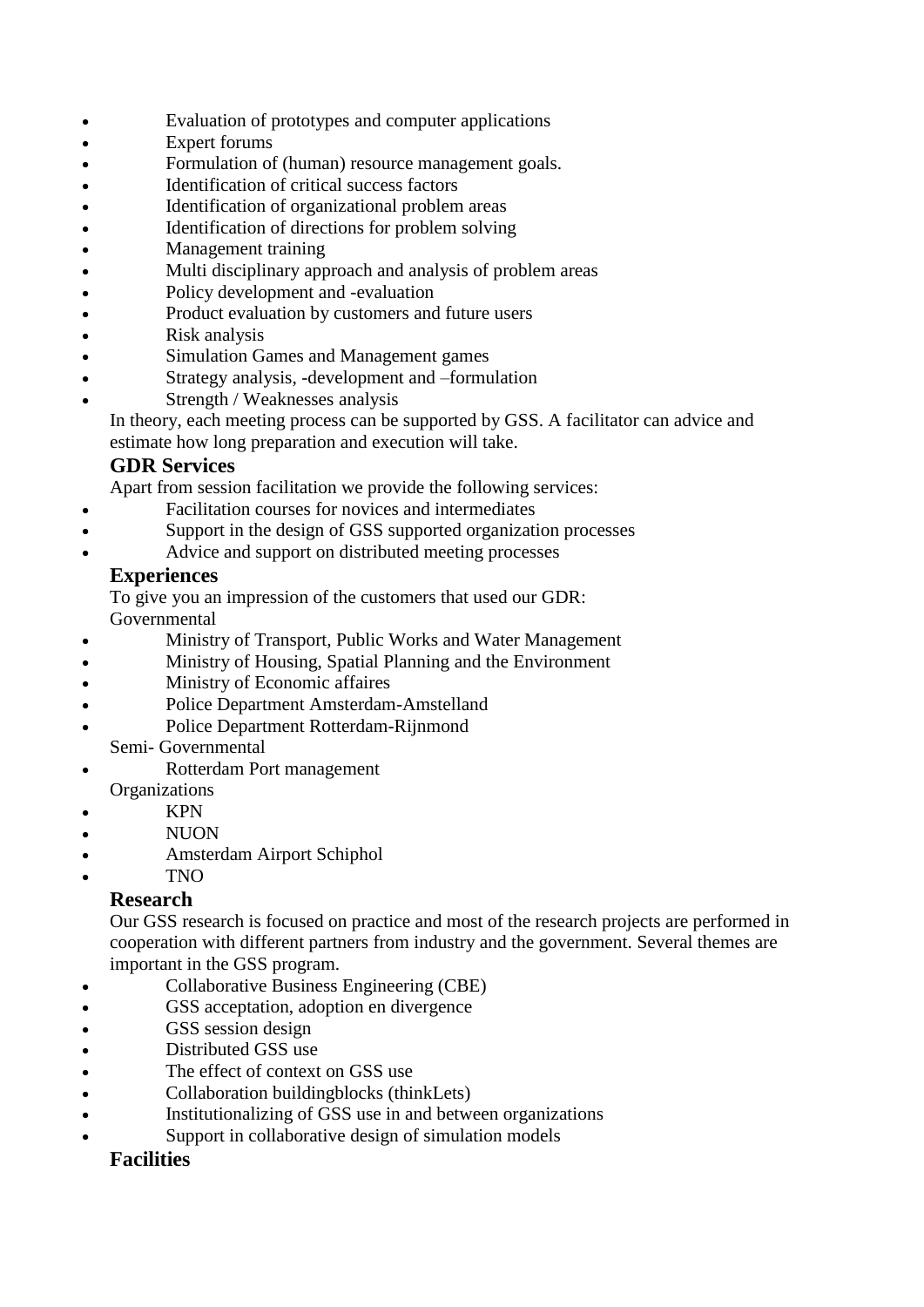- Evaluation of prototypes and computer applications
- Expert forums
- Formulation of (human) resource management goals.
- Identification of critical success factors
- Identification of organizational problem areas
- Identification of directions for problem solving
- Management training
- Multi disciplinary approach and analysis of problem areas
- Policy development and -evaluation
- Product evaluation by customers and future users
- Risk analysis
- Simulation Games and Management games
- Strategy analysis, -development and –formulation
- Strength / Weaknesses analysis

In theory, each meeting process can be supported by GSS. A facilitator can advice and estimate how long preparation and execution will take.

### GDR Services

Apart from session facilitation we provide the following services:

- Facilitation courses for novices and intermediates
- Support in the design of GSS supported organization processes
- Advice and support on distributed meeting processes

### Experiences

To give you an impression of the customers that used our GDR:

Governmental

- Ministry of Transport, Public Works and Water Management
- Ministry of Housing, Spatial Planning and the Environment
- Ministry of Economic affaires
- Police Department Amsterdam-Amstelland
- Police Department Rotterdam-Rijnmond

Semi- Governmental

- Rotterdam Port management

Organizations

- KPN
- NUON
- Amsterdam Airport Schiphol
- TNO

### Research

Our GSS research is focused on practice and most of the research projects are performed in cooperation with different partners from industry and the government. Several themes are important in the GSS program.

- Collaborative Business Engineering (CBE)
- GSS acceptation, adoption en divergence
- GSS session design
- Distributed GSS use
- The effect of context on GSS use
- Collaboration buildingblocks (thinkLets)
- Institutionalizing of GSS use in and between organizations
- Support in collaborative design of simulation models

### Facilities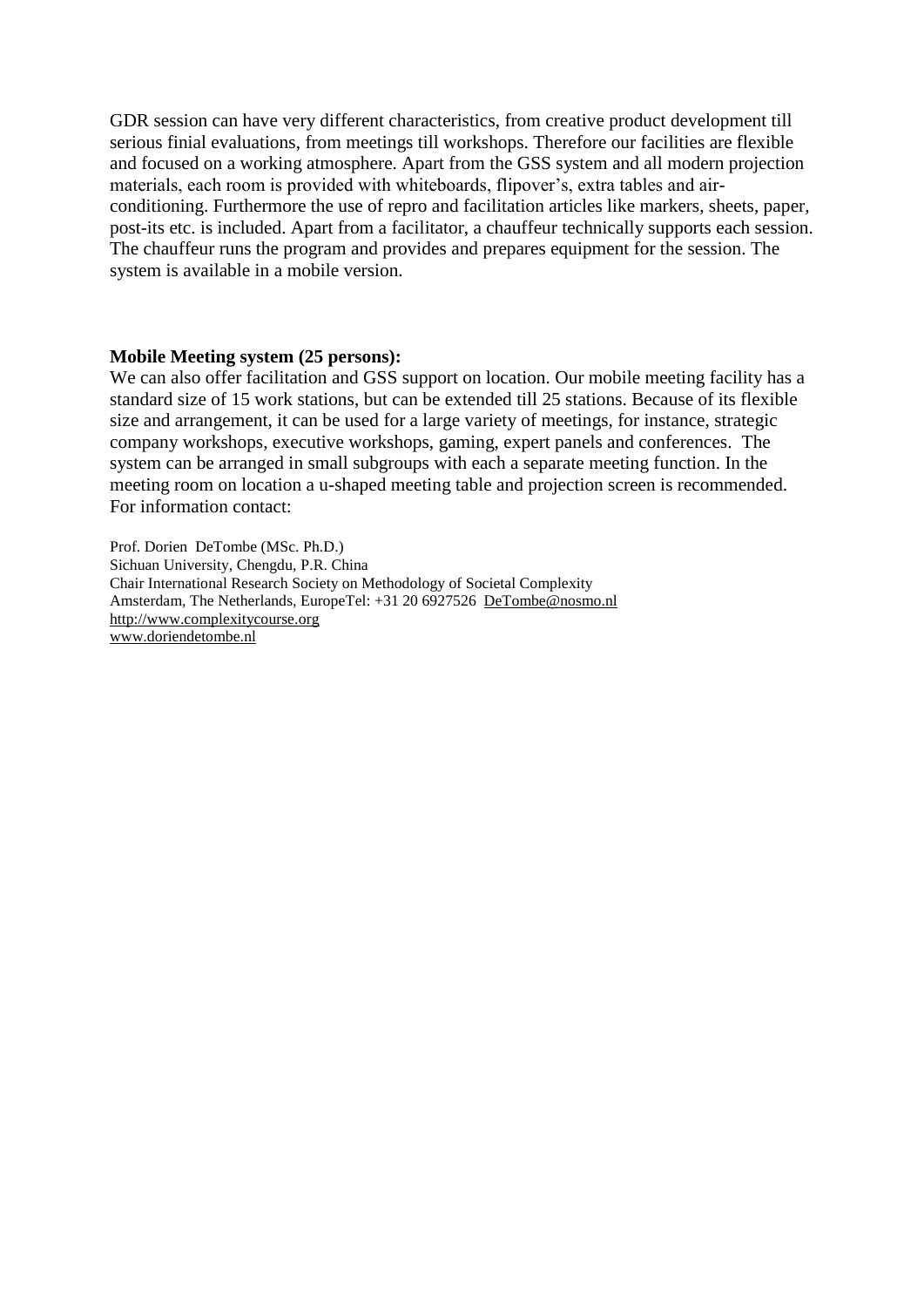GDR session can have very different characteristics, from creative product development till serious finial evaluations, from meetings till workshops. Therefore our facilities are flexible and focused on a working atmosphere. Apart from the GSS system and all modern projection materials, each room is provided with whiteboards, flipover's, extra tables and air-conditioning. Furthermore the use of repro and facilitation articles like markers, sheets, paper, post-its etc. is included. Apart from a facilitator, a chauffeur technically supports each session. The chauffeur runs the program and provides and prepares equipment for the session. The system is available in a mobile version.

**Mobile Meeting system (25 persons):**
We can also offer facilitation and GSS support on location. Our mobile meeting facility has a standard size of 15 work stations, but can be extended till 25 stations. Because of its flexible size and arrangement, it can be used for a large variety of meetings, for instance, strategic company workshops, executive workshops, gaming, expert panels and conferences. The system can be arranged in small subgroups with each a separate meeting function. In the meeting room on location a u-shaped meeting table and projection screen is recommended. For information contact:

Prof. Dorien DeTombe (MSc. Ph.D.)
Sichuan University, Chengdu, P.R. China
Chair International Research Society on Methodology of Societal Complexity
Amsterdam, The Netherlands, EuropeTel: +31 20 6927526 DeTombe@nosmo.nl
http://www.complexitycourse.org
www.doriendetombe.nl